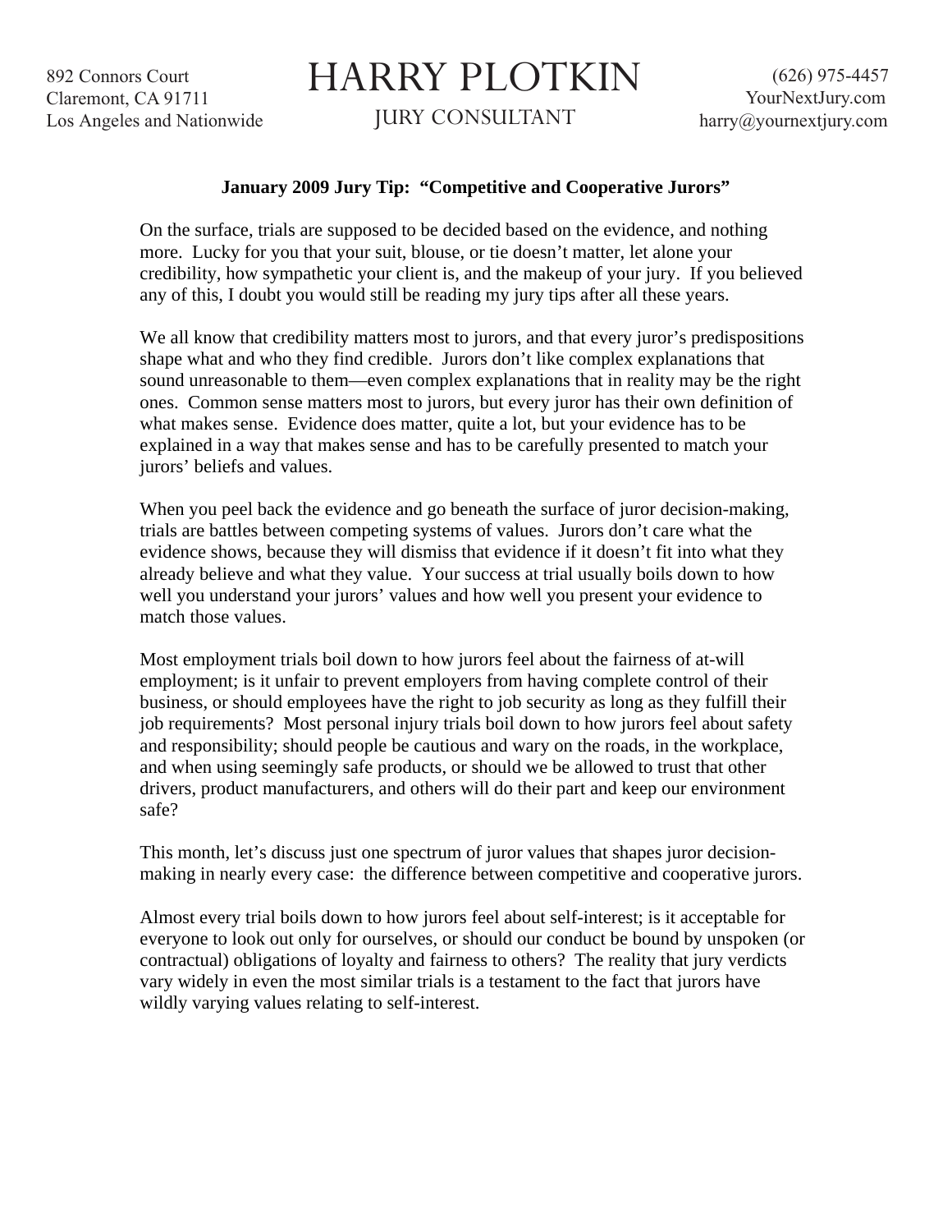892 Connors Court
Claremont, CA 91711
Los Angeles and Nationwide

# HARRY PLOTKIN

JURY CONSULTANT

(626) 975-4457
YourNextJury.com
harry@yournextjury.com

**January 2009 Jury Tip: "Competitive and Cooperative Jurors"**

On the surface, trials are supposed to be decided based on the evidence, and nothing more. Lucky for you that your suit, blouse, or tie doesn't matter, let alone your credibility, how sympathetic your client is, and the makeup of your jury. If you believed any of this, I doubt you would still be reading my jury tips after all these years.

We all know that credibility matters most to jurors, and that every juror's predispositions shape what and who they find credible. Jurors don't like complex explanations that sound unreasonable to them—even complex explanations that in reality may be the right ones. Common sense matters most to jurors, but every juror has their own definition of what makes sense. Evidence does matter, quite a lot, but your evidence has to be explained in a way that makes sense and has to be carefully presented to match your jurors' beliefs and values.

When you peel back the evidence and go beneath the surface of juror decision-making, trials are battles between competing systems of values. Jurors don't care what the evidence shows, because they will dismiss that evidence if it doesn't fit into what they already believe and what they value. Your success at trial usually boils down to how well you understand your jurors' values and how well you present your evidence to match those values.

Most employment trials boil down to how jurors feel about the fairness of at-will employment; is it unfair to prevent employers from having complete control of their business, or should employees have the right to job security as long as they fulfill their job requirements? Most personal injury trials boil down to how jurors feel about safety and responsibility; should people be cautious and wary on the roads, in the workplace, and when using seemingly safe products, or should we be allowed to trust that other drivers, product manufacturers, and others will do their part and keep our environment safe?

This month, let's discuss just one spectrum of juror values that shapes juror decision-making in nearly every case: the difference between competitive and cooperative jurors.

Almost every trial boils down to how jurors feel about self-interest; is it acceptable for everyone to look out only for ourselves, or should our conduct be bound by unspoken (or contractual) obligations of loyalty and fairness to others? The reality that jury verdicts vary widely in even the most similar trials is a testament to the fact that jurors have wildly varying values relating to self-interest.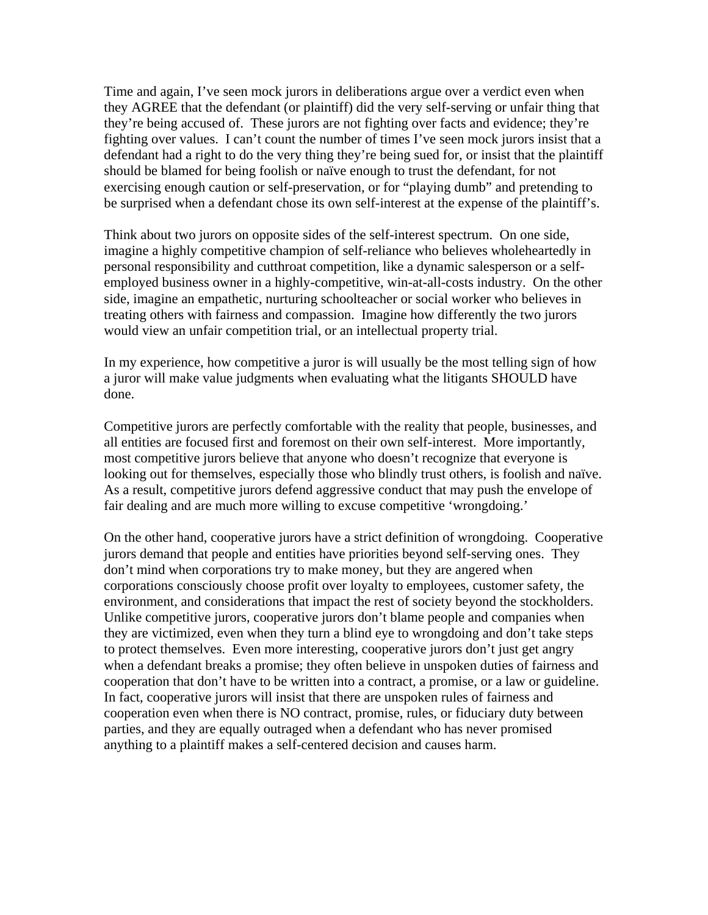Time and again, I've seen mock jurors in deliberations argue over a verdict even when they AGREE that the defendant (or plaintiff) did the very self-serving or unfair thing that they're being accused of. These jurors are not fighting over facts and evidence; they're fighting over values. I can't count the number of times I've seen mock jurors insist that a defendant had a right to do the very thing they're being sued for, or insist that the plaintiff should be blamed for being foolish or naïve enough to trust the defendant, for not exercising enough caution or self-preservation, or for "playing dumb" and pretending to be surprised when a defendant chose its own self-interest at the expense of the plaintiff's.

Think about two jurors on opposite sides of the self-interest spectrum. On one side, imagine a highly competitive champion of self-reliance who believes wholeheartedly in personal responsibility and cutthroat competition, like a dynamic salesperson or a self-employed business owner in a highly-competitive, win-at-all-costs industry. On the other side, imagine an empathetic, nurturing schoolteacher or social worker who believes in treating others with fairness and compassion. Imagine how differently the two jurors would view an unfair competition trial, or an intellectual property trial.

In my experience, how competitive a juror is will usually be the most telling sign of how a juror will make value judgments when evaluating what the litigants SHOULD have done.

Competitive jurors are perfectly comfortable with the reality that people, businesses, and all entities are focused first and foremost on their own self-interest. More importantly, most competitive jurors believe that anyone who doesn't recognize that everyone is looking out for themselves, especially those who blindly trust others, is foolish and naïve. As a result, competitive jurors defend aggressive conduct that may push the envelope of fair dealing and are much more willing to excuse competitive 'wrongdoing.'

On the other hand, cooperative jurors have a strict definition of wrongdoing. Cooperative jurors demand that people and entities have priorities beyond self-serving ones. They don't mind when corporations try to make money, but they are angered when corporations consciously choose profit over loyalty to employees, customer safety, the environment, and considerations that impact the rest of society beyond the stockholders. Unlike competitive jurors, cooperative jurors don't blame people and companies when they are victimized, even when they turn a blind eye to wrongdoing and don't take steps to protect themselves. Even more interesting, cooperative jurors don't just get angry when a defendant breaks a promise; they often believe in unspoken duties of fairness and cooperation that don't have to be written into a contract, a promise, or a law or guideline. In fact, cooperative jurors will insist that there are unspoken rules of fairness and cooperation even when there is NO contract, promise, rules, or fiduciary duty between parties, and they are equally outraged when a defendant who has never promised anything to a plaintiff makes a self-centered decision and causes harm.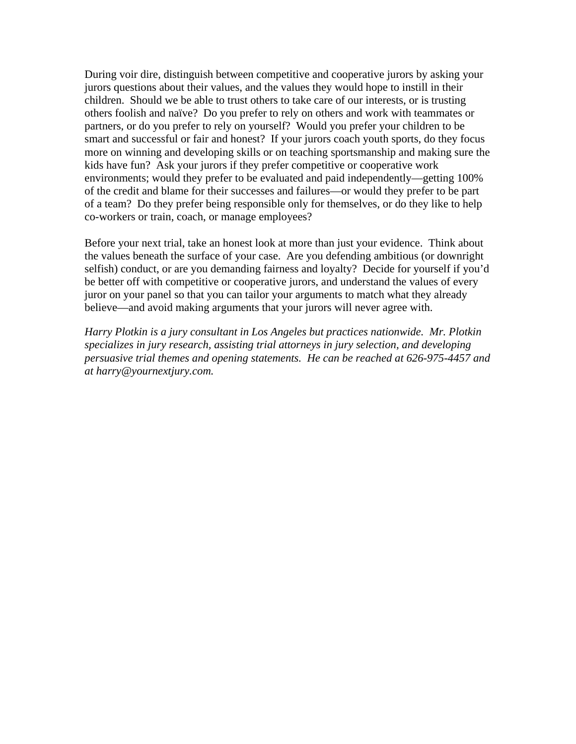During voir dire, distinguish between competitive and cooperative jurors by asking your jurors questions about their values, and the values they would hope to instill in their children. Should we be able to trust others to take care of our interests, or is trusting others foolish and naïve? Do you prefer to rely on others and work with teammates or partners, or do you prefer to rely on yourself? Would you prefer your children to be smart and successful or fair and honest? If your jurors coach youth sports, do they focus more on winning and developing skills or on teaching sportsmanship and making sure the kids have fun? Ask your jurors if they prefer competitive or cooperative work environments; would they prefer to be evaluated and paid independently—getting 100% of the credit and blame for their successes and failures—or would they prefer to be part of a team? Do they prefer being responsible only for themselves, or do they like to help co-workers or train, coach, or manage employees?

Before your next trial, take an honest look at more than just your evidence. Think about the values beneath the surface of your case. Are you defending ambitious (or downright selfish) conduct, or are you demanding fairness and loyalty? Decide for yourself if you'd be better off with competitive or cooperative jurors, and understand the values of every juror on your panel so that you can tailor your arguments to match what they already believe—and avoid making arguments that your jurors will never agree with.

*Harry Plotkin is a jury consultant in Los Angeles but practices nationwide. Mr. Plotkin specializes in jury research, assisting trial attorneys in jury selection, and developing persuasive trial themes and opening statements. He can be reached at 626-975-4457 and at harry@yournextjury.com.*